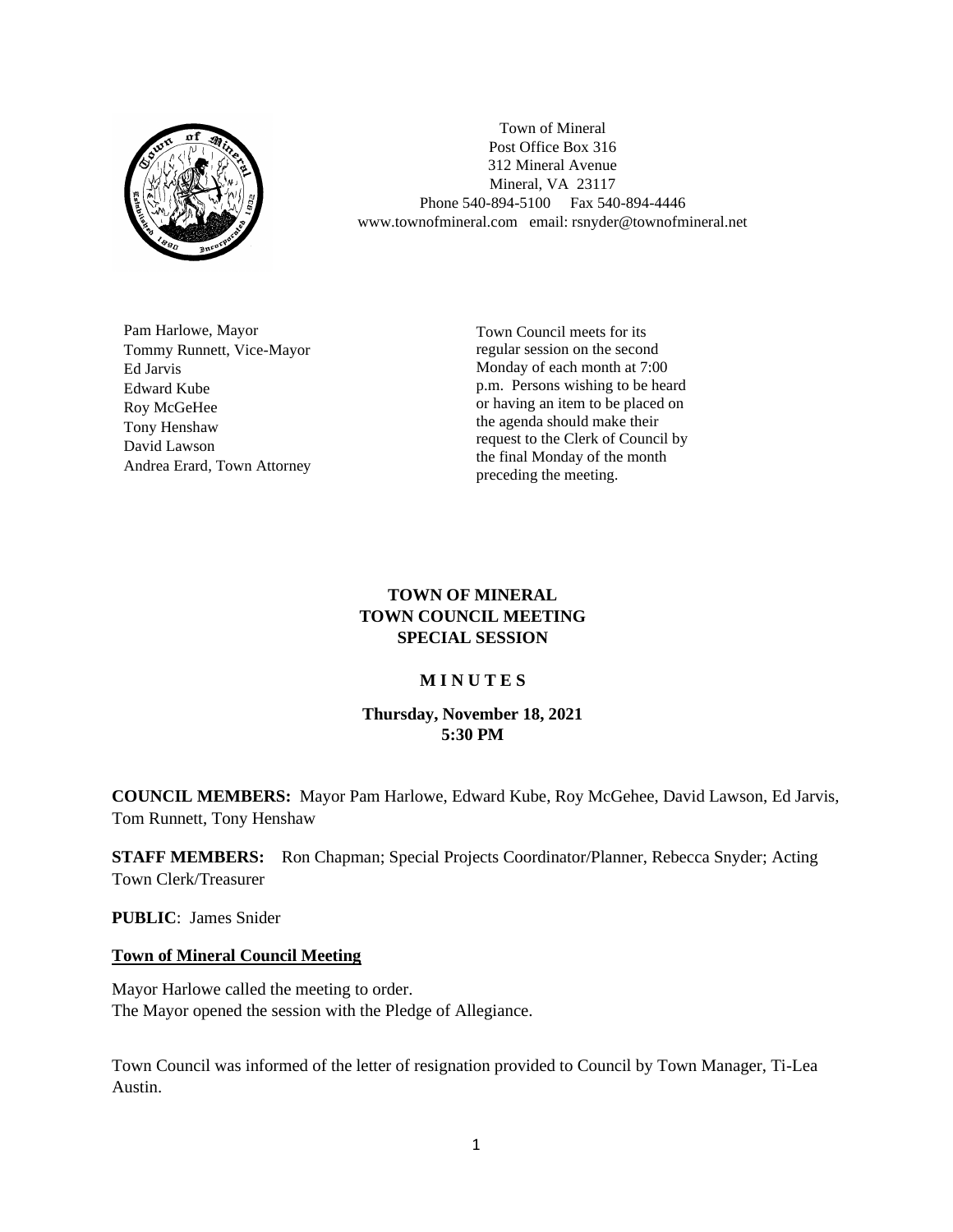Town of Mineral
Post Office Box 316
312 Mineral Avenue
Mineral, VA 23117
Phone 540-894-5100 Fax 540-894-4446
www.townofmineral.com email: rsnyder@townofmineral.net

Pam Harlowe, Mayor
Tommy Runnett, Vice-Mayor
Ed Jarvis
Edward Kube
Roy McGeHee
Tony Henshaw
David Lawson
Andrea Erard, Town Attorney

Town Council meets for its regular session on the second Monday of each month at 7:00 p.m. Persons wishing to be heard or having an item to be placed on the agenda should make their request to the Clerk of Council by the final Monday of the month preceding the meeting.

**TOWN OF MINERAL**
**TOWN COUNCIL MEETING**
**SPECIAL SESSION**

**M I N U T E S**

**Thursday, November 18, 2021**
**5:30 PM**

**COUNCIL MEMBERS:** Mayor Pam Harlowe, Edward Kube, Roy McGehee, David Lawson, Ed Jarvis, Tom Runnett, Tony Henshaw

**STAFF MEMBERS:** Ron Chapman; Special Projects Coordinator/Planner, Rebecca Snyder; Acting Town Clerk/Treasurer

**PUBLIC**: James Snider

**Town of Mineral Council Meeting**

Mayor Harlowe called the meeting to order.
The Mayor opened the session with the Pledge of Allegiance.

Town Council was informed of the letter of resignation provided to Council by Town Manager, Ti-Lea Austin.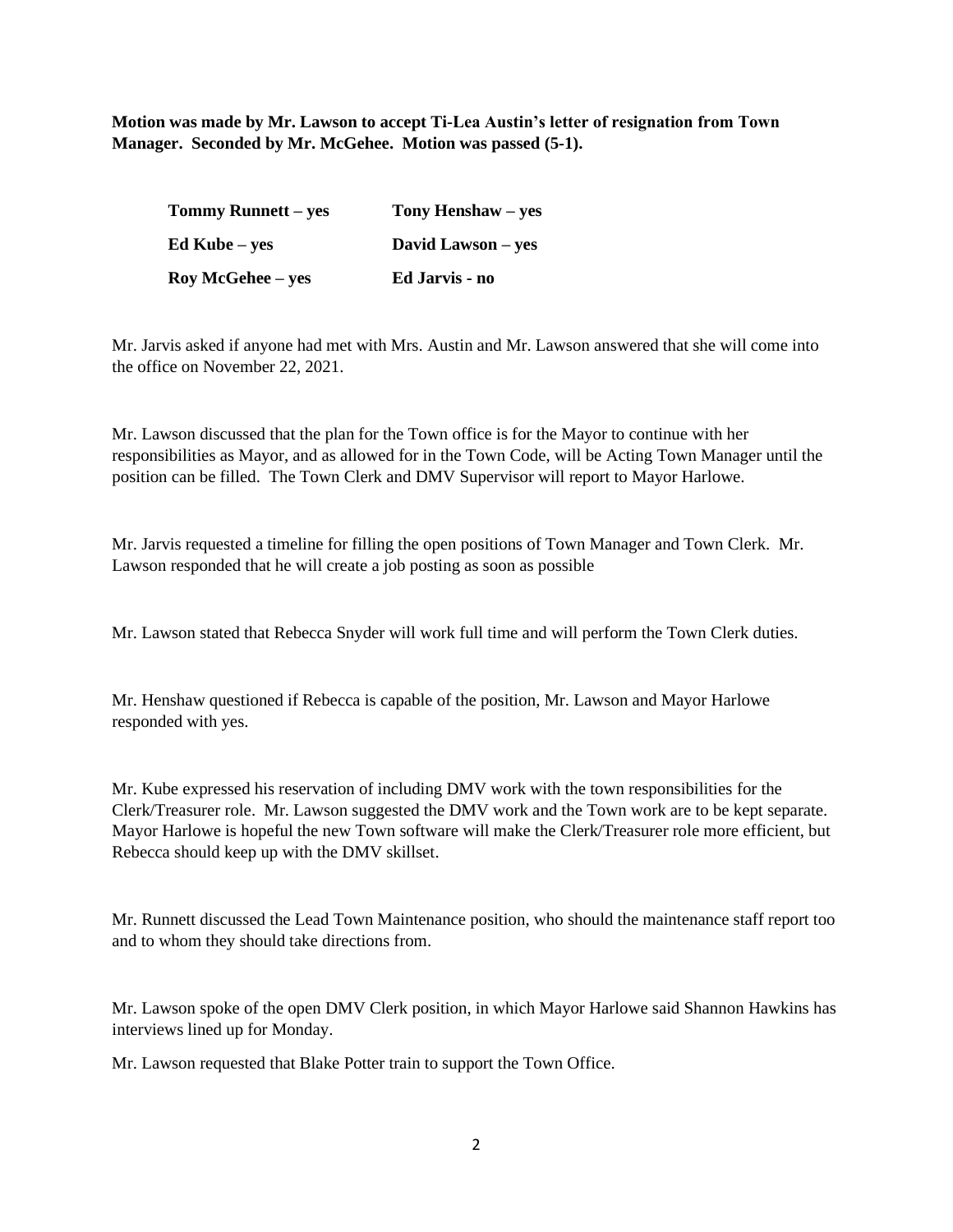**Motion was made by Mr. Lawson to accept Ti-Lea Austin's letter of resignation from Town Manager. Seconded by Mr. McGehee. Motion was passed (5-1).**

| | |
|---|---|
| **Tommy Runnett – yes** | **Tony Henshaw – yes** |
| **Ed Kube – yes** | **David Lawson – yes** |
| **Roy McGehee – yes** | **Ed Jarvis - no** |

Mr. Jarvis asked if anyone had met with Mrs. Austin and Mr. Lawson answered that she will come into the office on November 22, 2021.

Mr. Lawson discussed that the plan for the Town office is for the Mayor to continue with her responsibilities as Mayor, and as allowed for in the Town Code, will be Acting Town Manager until the position can be filled. The Town Clerk and DMV Supervisor will report to Mayor Harlowe.

Mr. Jarvis requested a timeline for filling the open positions of Town Manager and Town Clerk. Mr. Lawson responded that he will create a job posting as soon as possible

Mr. Lawson stated that Rebecca Snyder will work full time and will perform the Town Clerk duties.

Mr. Henshaw questioned if Rebecca is capable of the position, Mr. Lawson and Mayor Harlowe responded with yes.

Mr. Kube expressed his reservation of including DMV work with the town responsibilities for the Clerk/Treasurer role. Mr. Lawson suggested the DMV work and the Town work are to be kept separate. Mayor Harlowe is hopeful the new Town software will make the Clerk/Treasurer role more efficient, but Rebecca should keep up with the DMV skillset.

Mr. Runnett discussed the Lead Town Maintenance position, who should the maintenance staff report too and to whom they should take directions from.

Mr. Lawson spoke of the open DMV Clerk position, in which Mayor Harlowe said Shannon Hawkins has interviews lined up for Monday.

Mr. Lawson requested that Blake Potter train to support the Town Office.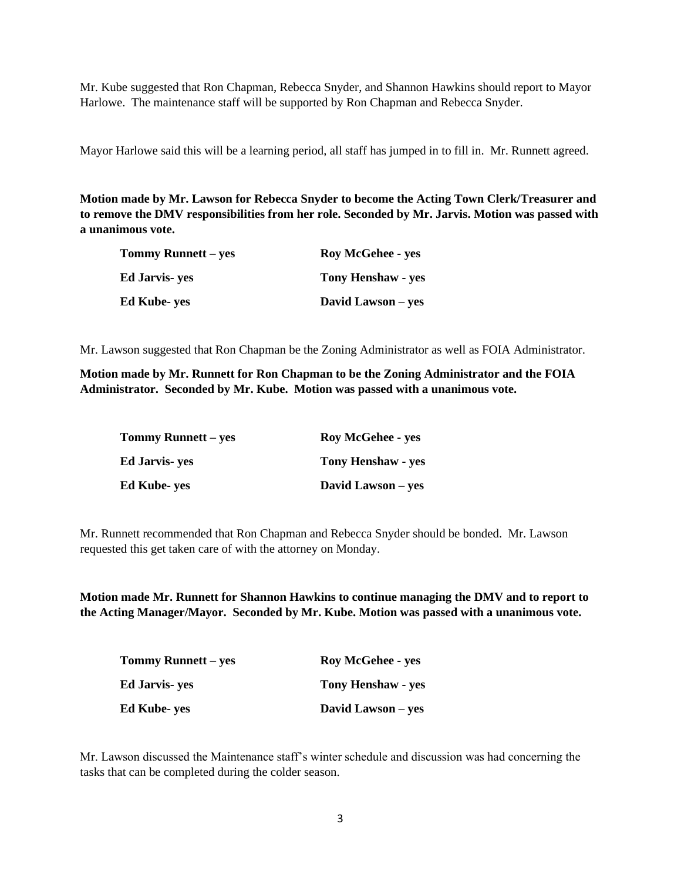Mr. Kube suggested that Ron Chapman, Rebecca Snyder, and Shannon Hawkins should report to Mayor Harlowe. The maintenance staff will be supported by Ron Chapman and Rebecca Snyder.

Mayor Harlowe said this will be a learning period, all staff has jumped in to fill in. Mr. Runnett agreed.

**Motion made by Mr. Lawson for Rebecca Snyder to become the Acting Town Clerk/Treasurer and to remove the DMV responsibilities from her role. Seconded by Mr. Jarvis. Motion was passed with a unanimous vote.**

| | |
|---|---|
| **Tommy Runnett – yes** | **Roy McGehee - yes** |
| **Ed Jarvis- yes** | **Tony Henshaw - yes** |
| **Ed Kube- yes** | **David Lawson – yes** |

Mr. Lawson suggested that Ron Chapman be the Zoning Administrator as well as FOIA Administrator.

**Motion made by Mr. Runnett for Ron Chapman to be the Zoning Administrator and the FOIA Administrator. Seconded by Mr. Kube. Motion was passed with a unanimous vote.**

| | |
|---|---|
| **Tommy Runnett – yes** | **Roy McGehee - yes** |
| **Ed Jarvis- yes** | **Tony Henshaw - yes** |
| **Ed Kube- yes** | **David Lawson – yes** |

Mr. Runnett recommended that Ron Chapman and Rebecca Snyder should be bonded. Mr. Lawson requested this get taken care of with the attorney on Monday.

**Motion made Mr. Runnett for Shannon Hawkins to continue managing the DMV and to report to the Acting Manager/Mayor. Seconded by Mr. Kube. Motion was passed with a unanimous vote.**

| | |
|---|---|
| **Tommy Runnett – yes** | **Roy McGehee - yes** |
| **Ed Jarvis- yes** | **Tony Henshaw - yes** |
| **Ed Kube- yes** | **David Lawson – yes** |

Mr. Lawson discussed the Maintenance staff's winter schedule and discussion was had concerning the tasks that can be completed during the colder season.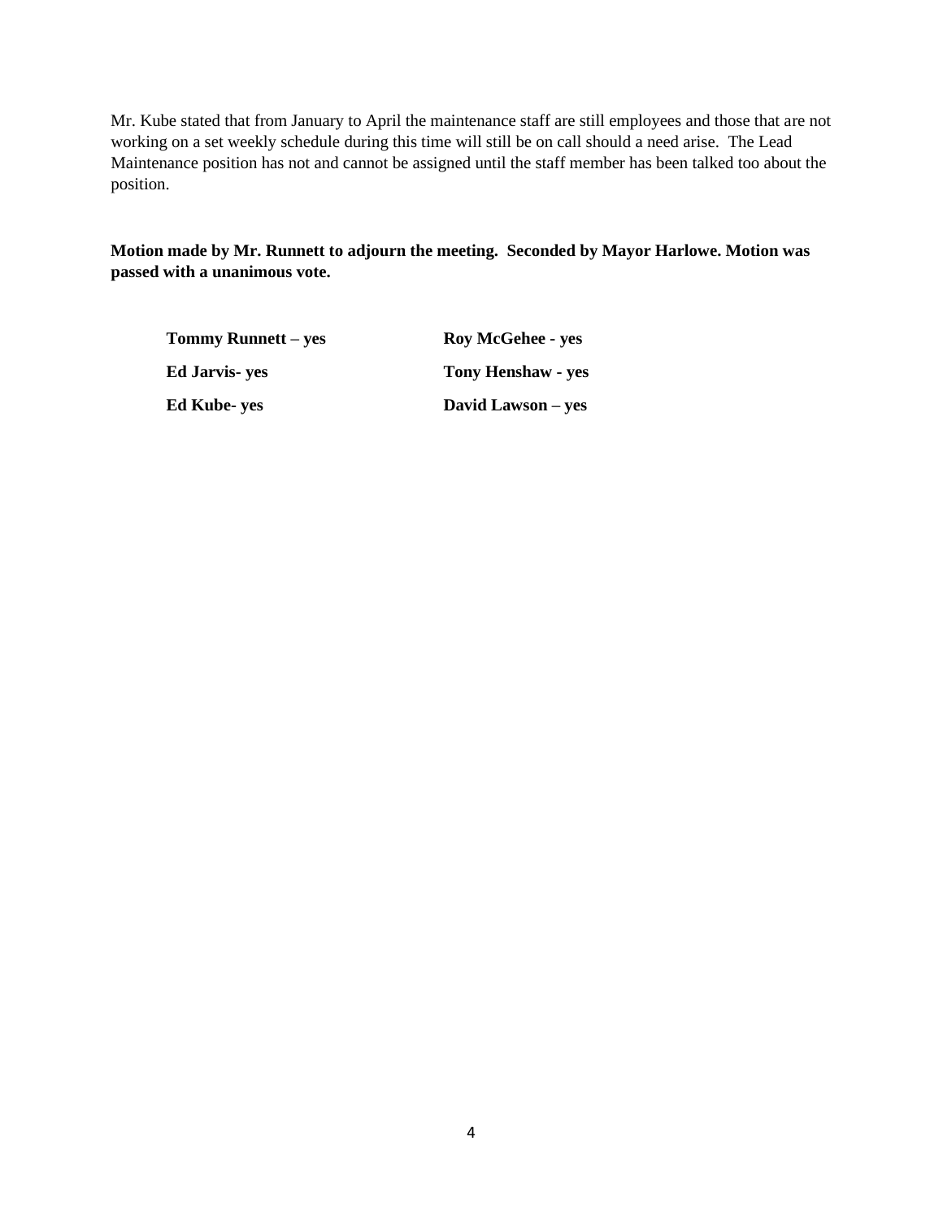Mr. Kube stated that from January to April the maintenance staff are still employees and those that are not working on a set weekly schedule during this time will still be on call should a need arise. The Lead Maintenance position has not and cannot be assigned until the staff member has been talked too about the position.

**Motion made by Mr. Runnett to adjourn the meeting. Seconded by Mayor Harlowe. Motion was passed with a unanimous vote.**

| | |
|---|---|
| **Tommy Runnett – yes** | **Roy McGehee - yes** |
| **Ed Jarvis- yes** | **Tony Henshaw - yes** |
| **Ed Kube- yes** | **David Lawson – yes** |